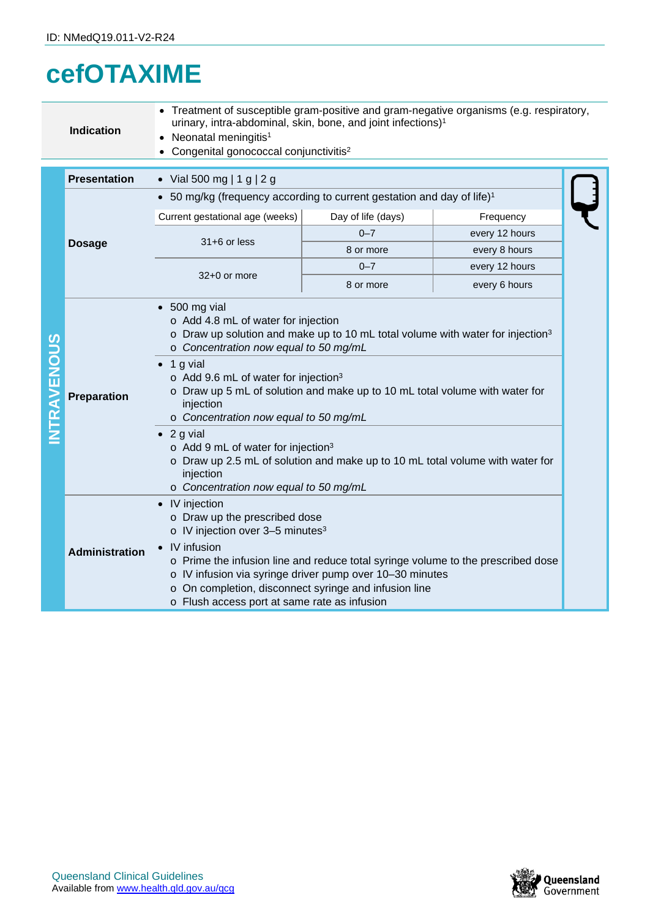ID: NMedQ19.011-V2-R24

# cefOTAXIME

| | |
|---|---|
| **Indication** | • Treatment of susceptible gram-positive and gram-negative organisms (e.g. respiratory, urinary, intra-abdominal, skin, bone, and joint infections)[1]<br>• Neonatal meningitis[1]<br>• Congenital gonococcal conjunctivitis[2] |

## INTRAVENOUS

**Presentation**

- Vial 500 mg | 1 g | 2 g

**Dosage**

- 50 mg/kg (frequency according to current gestation and day of life)[1]

| Current gestational age (weeks) | Day of life (days) | Frequency |
|---|---|---|
| 31+6 or less | 0–7 | every 12 hours |
| | 8 or more | every 8 hours |
| 32+0 or more | 0–7 | every 12 hours |
| | 8 or more | every 6 hours |

**Preparation**

- 500 mg vial
  - Add 4.8 mL of water for injection
  - Draw up solution and make up to 10 mL total volume with water for injection[3]
  - *Concentration now equal to 50 mg/mL*
- 1 g vial
  - Add 9.6 mL of water for injection[3]
  - Draw up 5 mL of solution and make up to 10 mL total volume with water for injection
  - *Concentration now equal to 50 mg/mL*
- 2 g vial
  - Add 9 mL of water for injection[3]
  - Draw up 2.5 mL of solution and make up to 10 mL total volume with water for injection
  - *Concentration now equal to 50 mg/mL*

**Administration**

- IV injection
  - Draw up the prescribed dose
  - IV injection over 3–5 minutes[3]
- IV infusion
  - Prime the infusion line and reduce total syringe volume to the prescribed dose
  - IV infusion via syringe driver pump over 10–30 minutes
  - On completion, disconnect syringe and infusion line
  - Flush access port at same rate as infusion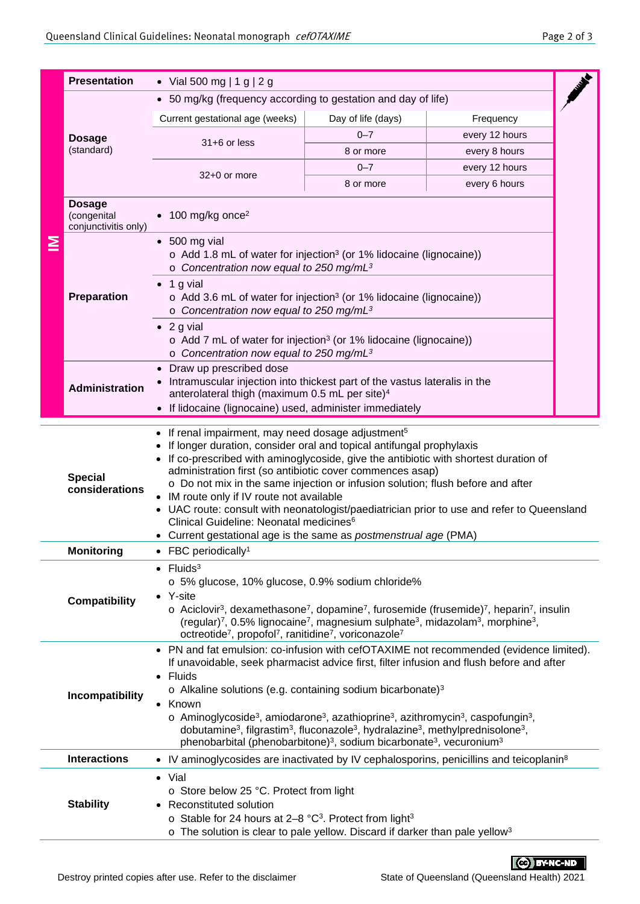## IM

| | |
|---|---|
| **Presentation** | • Vial 500 mg \| 1 g \| 2 g |
| **Dosage** (standard) | • 50 mg/kg (frequency according to gestation and day of life) |
| **Dosage** (congenital conjunctivitis only) | • 100 mg/kg once[2] |

| Current gestational age (weeks) | Day of life (days) | Frequency |
|---|---|---|
| 31+6 or less | 0–7 | every 12 hours |
| | 8 or more | every 8 hours |
| 32+0 or more | 0–7 | every 12 hours |
| | 8 or more | every 6 hours |

**Preparation**

- 500 mg vial
  - Add 1.8 mL of water for injection[3] (or 1% lidocaine (lignocaine))
  - *Concentration now equal to 250 mg/mL[3]*
- 1 g vial
  - Add 3.6 mL of water for injection[3] (or 1% lidocaine (lignocaine))
  - *Concentration now equal to 250 mg/mL[3]*
- 2 g vial
  - Add 7 mL of water for injection[3] (or 1% lidocaine (lignocaine))
  - *Concentration now equal to 250 mg/mL[3]*

**Administration**

- Draw up prescribed dose
- Intramuscular injection into thickest part of the vastus lateralis in the anterolateral thigh (maximum 0.5 mL per site)[4]
- If lidocaine (lignocaine) used, administer immediately

**Special considerations**

- If renal impairment, may need dosage adjustment[5]
- If longer duration, consider oral and topical antifungal prophylaxis
- If co-prescribed with aminoglycoside, give the antibiotic with shortest duration of administration first (so antibiotic cover commences asap)
  - Do not mix in the same injection or infusion solution; flush before and after
- IM route only if IV route not available
- UAC route: consult with neonatologist/paediatrician prior to use and refer to Queensland Clinical Guideline: Neonatal medicines[6]
- Current gestational age is the same as *postmenstrual age* (PMA)

**Monitoring**

- FBC periodically[1]

**Compatibility**

- Fluids[3]
  - 5% glucose, 10% glucose, 0.9% sodium chloride%
- Y-site
  - Aciclovir[3], dexamethasone[7], dopamine[7], furosemide (frusemide)[7], heparin[7], insulin (regular)[7], 0.5% lignocaine[7], magnesium sulphate[3], midazolam[3], morphine[3], octreotide[7], propofol[7], ranitidine[7], voriconazole[7]

**Incompatibility**

- PN and fat emulsion: co-infusion with cefOTAXIME not recommended (evidence limited). If unavoidable, seek pharmacist advice first, filter infusion and flush before and after
- Fluids
  - Alkaline solutions (e.g. containing sodium bicarbonate)[3]
- Known
  - Aminoglycoside[3], amiodarone[3], azathioprine[3], azithromycin[3], caspofungin[3], dobutamine[3], filgrastim[3], fluconazole[3], hydralazine[3], methylprednisolone[3], phenobarbital (phenobarbitone)[3], sodium bicarbonate[3], vecuronium[3]

**Interactions**

- IV aminoglycosides are inactivated by IV cephalosporins, penicillins and teicoplanin[8]

**Stability**

- Vial
  - Store below 25 °C. Protect from light
- Reconstituted solution
  - Stable for 24 hours at 2–8 °C[3]. Protect from light[3]
  - The solution is clear to pale yellow. Discard if darker than pale yellow[3]

Destroy printed copies after use. Refer to the disclaimer

State of Queensland (Queensland Health) 2021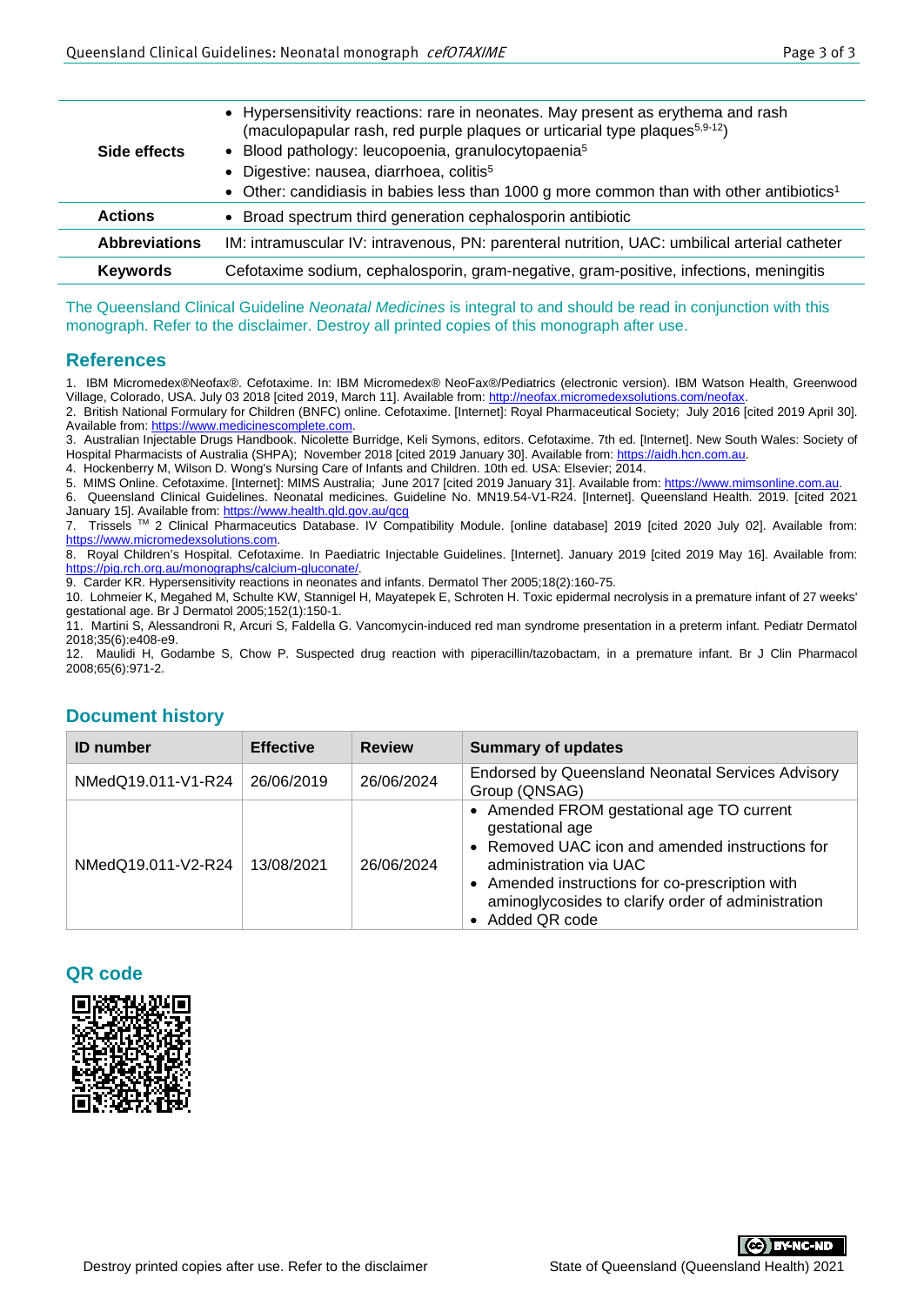| | |
|---|---|
| **Side effects** | • Hypersensitivity reactions: rare in neonates. May present as erythema and rash (maculopapular rash, red purple plaques or urticarial type plaques[5,9-12])<br>• Blood pathology: leucopoenia, granulocytopaenia[5]<br>• Digestive: nausea, diarrhoea, colitis[5]<br>• Other: candidiasis in babies less than 1000 g more common than with other antibiotics[1] |
| **Actions** | • Broad spectrum third generation cephalosporin antibiotic |
| **Abbreviations** | IM: intramuscular IV: intravenous, PN: parenteral nutrition, UAC: umbilical arterial catheter |
| **Keywords** | Cefotaxime sodium, cephalosporin, gram-negative, gram-positive, infections, meningitis |

The Queensland Clinical Guideline *Neonatal Medicines* is integral to and should be read in conjunction with this monograph. Refer to the disclaimer. Destroy all printed copies of this monograph after use.

## References

1. IBM Micromedex®Neofax®. Cefotaxime. In: IBM Micromedex® NeoFax®/Pediatrics (electronic version). IBM Watson Health, Greenwood Village, Colorado, USA. July 03 2018 [cited 2019, March 11]. Available from: http://neofax.micromedexsolutions.com/neofax.
2. British National Formulary for Children (BNFC) online. Cefotaxime. [Internet]: Royal Pharmaceutical Society; July 2016 [cited 2019 April 30]. Available from: https://www.medicinescomplete.com.
3. Australian Injectable Drugs Handbook. Nicolette Burridge, Keli Symons, editors. Cefotaxime. 7th ed. [Internet]. New South Wales: Society of Hospital Pharmacists of Australia (SHPA); November 2018 [cited 2019 January 30]. Available from: https://aidh.hcn.com.au.
4. Hockenberry M, Wilson D. Wong's Nursing Care of Infants and Children. 10th ed. USA: Elsevier; 2014.
5. MIMS Online. Cefotaxime. [Internet]: MIMS Australia; June 2017 [cited 2019 January 31]. Available from: https://www.mimsonline.com.au.
6. Queensland Clinical Guidelines. Neonatal medicines. Guideline No. MN19.54-V1-R24. [Internet]. Queensland Health. 2019. [cited 2021 January 15]. Available from: https://www.health.qld.gov.au/qcg
7. Trissels ™ 2 Clinical Pharmaceutics Database. IV Compatibility Module. [online database] 2019 [cited 2020 July 02]. Available from: https://www.micromedexsolutions.com.
8. Royal Children's Hospital. Cefotaxime. In Paediatric Injectable Guidelines. [Internet]. January 2019 [cited 2019 May 16]. Available from: https://pig.rch.org.au/monographs/calcium-gluconate/.
9. Carder KR. Hypersensitivity reactions in neonates and infants. Dermatol Ther 2005;18(2):160-75.
10. Lohmeier K, Megahed M, Schulte KW, Stannigel H, Mayatepek E, Schroten H. Toxic epidermal necrolysis in a premature infant of 27 weeks' gestational age. Br J Dermatol 2005;152(1):150-1.
11. Martini S, Alessandroni R, Arcuri S, Faldella G. Vancomycin-induced red man syndrome presentation in a preterm infant. Pediatr Dermatol 2018;35(6):e408-e9.
12. Maulidi H, Godambe S, Chow P. Suspected drug reaction with piperacillin/tazobactam, in a premature infant. Br J Clin Pharmacol 2008;65(6):971-2.

## Document history

| ID number | Effective | Review | Summary of updates |
|---|---|---|---|
| NMedQ19.011-V1-R24 | 26/06/2019 | 26/06/2024 | Endorsed by Queensland Neonatal Services Advisory Group (QNSAG) |
| NMedQ19.011-V2-R24 | 13/08/2021 | 26/06/2024 | • Amended FROM gestational age TO current gestational age<br>• Removed UAC icon and amended instructions for administration via UAC<br>• Amended instructions for co-prescription with aminoglycosides to clarify order of administration<br>• Added QR code |

## QR code

Destroy printed copies after use. Refer to the disclaimer

State of Queensland (Queensland Health) 2021